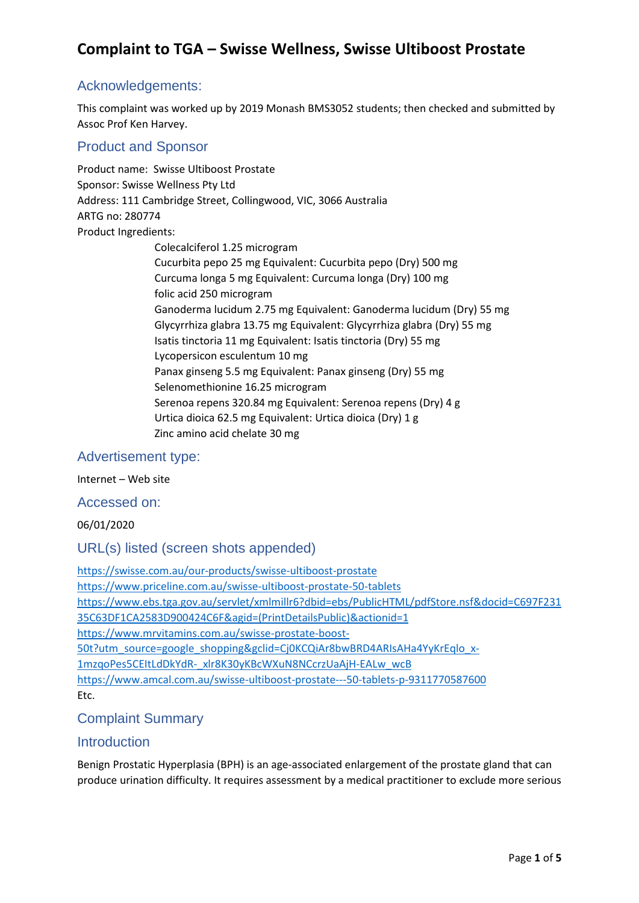# Complaint to TGA – Swisse Wellness, Swisse Ultiboost Prostate

## Acknowledgements:

This complaint was worked up by 2019 Monash BMS3052 students; then checked and submitted by Assoc Prof Ken Harvey.

## Product and Sponsor

Product name: Swisse Ultiboost Prostate
Sponsor: Swisse Wellness Pty Ltd
Address: 111 Cambridge Street, Collingwood, VIC, 3066 Australia
ARTG no: 280774
Product Ingredients:

- Colecalciferol 1.25 microgram
- Cucurbita pepo 25 mg Equivalent: Cucurbita pepo (Dry) 500 mg
- Curcuma longa 5 mg Equivalent: Curcuma longa (Dry) 100 mg
- folic acid 250 microgram
- Ganoderma lucidum 2.75 mg Equivalent: Ganoderma lucidum (Dry) 55 mg
- Glycyrrhiza glabra 13.75 mg Equivalent: Glycyrrhiza glabra (Dry) 55 mg
- Isatis tinctoria 11 mg Equivalent: Isatis tinctoria (Dry) 55 mg
- Lycopersicon esculentum 10 mg
- Panax ginseng 5.5 mg Equivalent: Panax ginseng (Dry) 55 mg
- Selenomethionine 16.25 microgram
- Serenoa repens 320.84 mg Equivalent: Serenoa repens (Dry) 4 g
- Urtica dioica 62.5 mg Equivalent: Urtica dioica (Dry) 1 g
- Zinc amino acid chelate 30 mg

## Advertisement type:

Internet – Web site

## Accessed on:

06/01/2020

## URL(s) listed (screen shots appended)

https://swisse.com.au/our-products/swisse-ultiboost-prostate
https://www.priceline.com.au/swisse-ultiboost-prostate-50-tablets
https://www.ebs.tga.gov.au/servlet/xmlmillr6?dbid=ebs/PublicHTML/pdfStore.nsf&docid=C697F23135C63DF1CA2583D900424C6F&agid=(PrintDetailsPublic)&actionid=1
https://www.mrvitamins.com.au/swisse-prostate-boost-50t?utm_source=google_shopping&gclid=Cj0KCQiAr8bwBRD4ARIsAHa4YyKrEqlo_x-1mzqoPes5CEItLdDkYdR-_xlr8K30yKBcWXuN8NCcrzUaAjH-EALw_wcB
https://www.amcal.com.au/swisse-ultiboost-prostate---50-tablets-p-9311770587600
Etc.

## Complaint Summary

## Introduction

Benign Prostatic Hyperplasia (BPH) is an age-associated enlargement of the prostate gland that can produce urination difficulty. It requires assessment by a medical practitioner to exclude more serious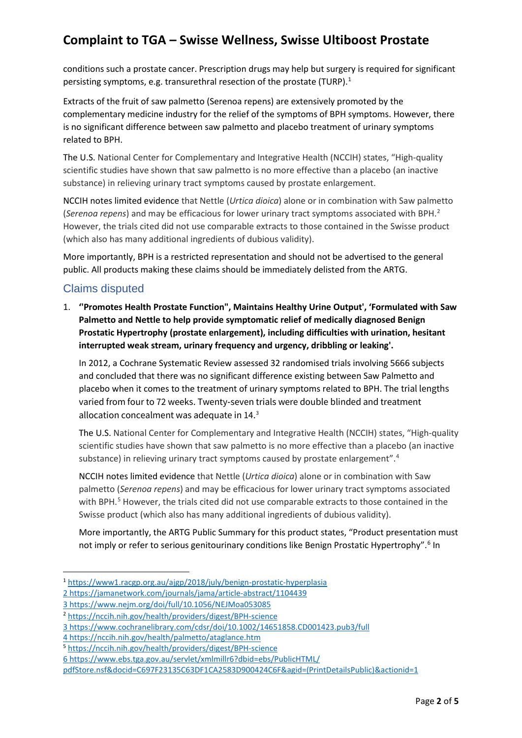conditions such a prostate cancer. Prescription drugs may help but surgery is required for significant persisting symptoms, e.g. transurethral resection of the prostate (TURP).[1]

Extracts of the fruit of saw palmetto (Serenoa repens) are extensively promoted by the complementary medicine industry for the relief of the symptoms of BPH symptoms. However, there is no significant difference between saw palmetto and placebo treatment of urinary symptoms related to BPH.

The U.S. National Center for Complementary and Integrative Health (NCCIH) states, "High-quality scientific studies have shown that saw palmetto is no more effective than a placebo (an inactive substance) in relieving urinary tract symptoms caused by prostate enlargement.

NCCIH notes limited evidence that Nettle (*Urtica dioica*) alone or in combination with Saw palmetto (*Serenoa repens*) and may be efficacious for lower urinary tract symptoms associated with BPH.[2] However, the trials cited did not use comparable extracts to those contained in the Swisse product (which also has many additional ingredients of dubious validity).

More importantly, BPH is a restricted representation and should not be advertised to the general public. All products making these claims should be immediately delisted from the ARTG.

## Claims disputed

1. **"Promotes Health Prostate Function", Maintains Healthy Urine Output', 'Formulated with Saw Palmetto and Nettle to help provide symptomatic relief of medically diagnosed Benign Prostatic Hypertrophy (prostate enlargement), including difficulties with urination, hesitant interrupted weak stream, urinary frequency and urgency, dribbling or leaking'.**

   In 2012, a Cochrane Systematic Review assessed 32 randomised trials involving 5666 subjects and concluded that there was no significant difference existing between Saw Palmetto and placebo when it comes to the treatment of urinary symptoms related to BPH. The trial lengths varied from four to 72 weeks. Twenty-seven trials were double blinded and treatment allocation concealment was adequate in 14.[3]

   The U.S. National Center for Complementary and Integrative Health (NCCIH) states, "High-quality scientific studies have shown that saw palmetto is no more effective than a placebo (an inactive substance) in relieving urinary tract symptoms caused by prostate enlargement".[4]

   NCCIH notes limited evidence that Nettle (*Urtica dioica*) alone or in combination with Saw palmetto (*Serenoa repens*) and may be efficacious for lower urinary tract symptoms associated with BPH.[5] However, the trials cited did not use comparable extracts to those contained in the Swisse product (which also has many additional ingredients of dubious validity).

   More importantly, the ARTG Public Summary for this product states, "Product presentation must not imply or refer to serious genitourinary conditions like Benign Prostatic Hypertrophy".[6] In

---

[1] https://www1.racgp.org.au/ajgp/2018/july/benign-prostatic-hyperplasia
2 https://jamanetwork.com/journals/jama/article-abstract/1104439
3 https://www.nejm.org/doi/full/10.1056/NEJMoa053085
[2] https://nccih.nih.gov/health/providers/digest/BPH-science
3 https://www.cochranelibrary.com/cdsr/doi/10.1002/14651858.CD001423.pub3/full
4 https://nccih.nih.gov/health/palmetto/ataglance.htm
[5] https://nccih.nih.gov/health/providers/digest/BPH-science
6 https://www.ebs.tga.gov.au/servlet/xmlmillr6?dbid=ebs/PublicHTML/pdfStore.nsf&docid=C697F23135C63DF1CA2583D900424C6F&agid=(PrintDetailsPublic)&actionid=1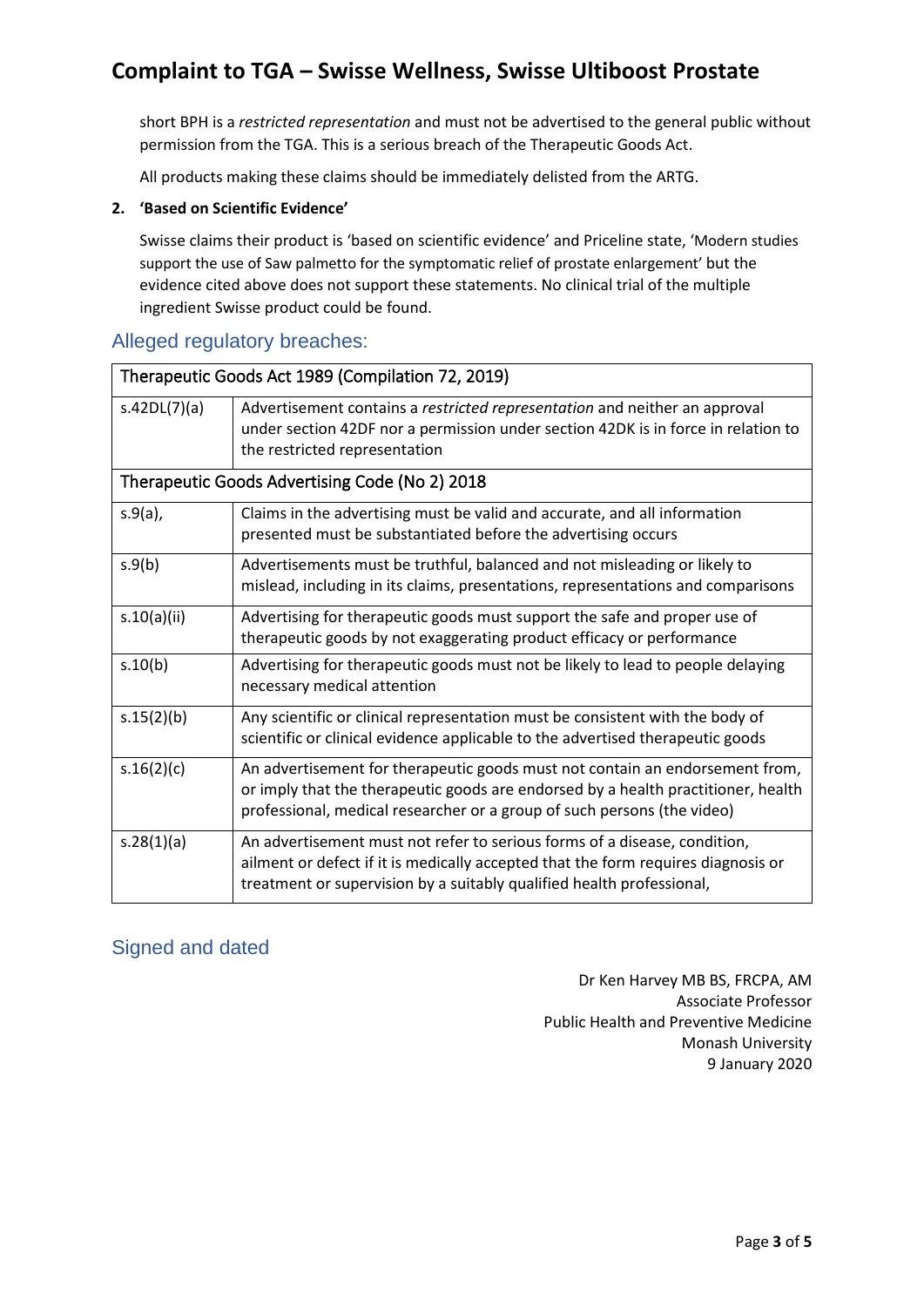short BPH is a *restricted representation* and must not be advertised to the general public without permission from the TGA. This is a serious breach of the Therapeutic Goods Act.

All products making these claims should be immediately delisted from the ARTG.

**2. 'Based on Scientific Evidence'**

Swisse claims their product is 'based on scientific evidence' and Priceline state, 'Modern studies support the use of Saw palmetto for the symptomatic relief of prostate enlargement' but the evidence cited above does not support these statements. No clinical trial of the multiple ingredient Swisse product could be found.

## Alleged regulatory breaches:

| Therapeutic Goods Act 1989 (Compilation 72, 2019) | |
|---|---|
| s.42DL(7)(a) | Advertisement contains a *restricted representation* and neither an approval under section 42DF nor a permission under section 42DK is in force in relation to the restricted representation |
| **Therapeutic Goods Advertising Code (No 2) 2018** | |
| s.9(a), | Claims in the advertising must be valid and accurate, and all information presented must be substantiated before the advertising occurs |
| s.9(b) | Advertisements must be truthful, balanced and not misleading or likely to mislead, including in its claims, presentations, representations and comparisons |
| s.10(a)(ii) | Advertising for therapeutic goods must support the safe and proper use of therapeutic goods by not exaggerating product efficacy or performance |
| s.10(b) | Advertising for therapeutic goods must not be likely to lead to people delaying necessary medical attention |
| s.15(2)(b) | Any scientific or clinical representation must be consistent with the body of scientific or clinical evidence applicable to the advertised therapeutic goods |
| s.16(2)(c) | An advertisement for therapeutic goods must not contain an endorsement from, or imply that the therapeutic goods are endorsed by a health practitioner, health professional, medical researcher or a group of such persons (the video) |
| s.28(1)(a) | An advertisement must not refer to serious forms of a disease, condition, ailment or defect if it is medically accepted that the form requires diagnosis or treatment or supervision by a suitably qualified health professional, |

## Signed and dated

Dr Ken Harvey MB BS, FRCPA, AM
Associate Professor
Public Health and Preventive Medicine
Monash University
9 January 2020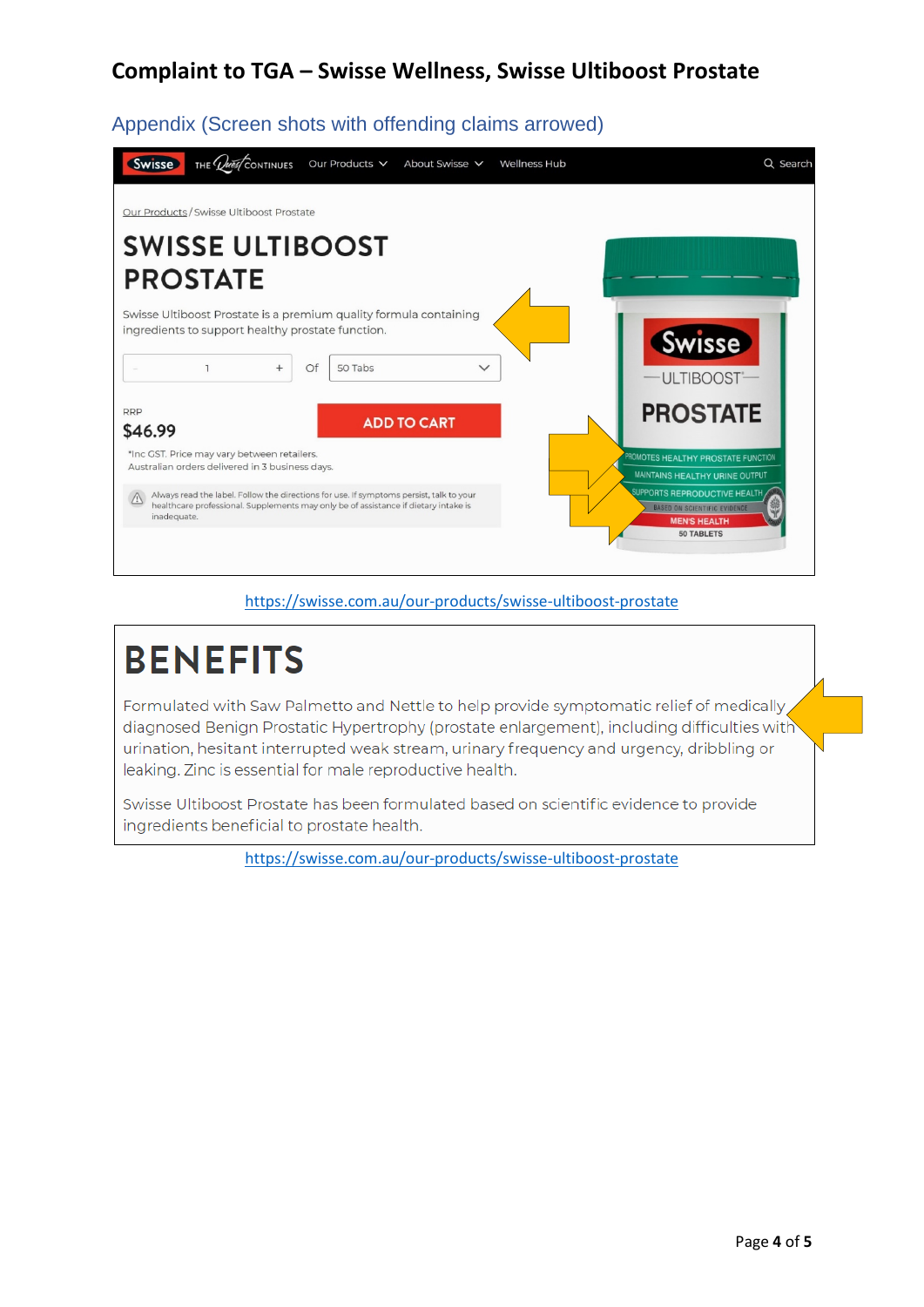# Complaint to TGA – Swisse Wellness, Swisse Ultiboost Prostate

## Appendix (Screen shots with offending claims arrowed)

Swisse | THE Quest CONTINUES | Our Products | About Swisse | Wellness Hub | Search

Our Products / Swisse Ultiboost Prostate

## SWISSE ULTIBOOST PROSTATE

Swisse Ultiboost Prostate is a premium quality formula containing ingredients to support healthy prostate function.

1 | Of 50 Tabs

RRP

$46.99

ADD TO CART

*Inc GST. Price may vary between retailers.
Australian orders delivered in 3 business days.

Always read the label. Follow the directions for use. If symptoms persist, talk to your healthcare professional. Supplements may only be of assistance if dietary intake is inadequate.

Swisse
ULTIBOOST
PROSTATE
PROMOTES HEALTHY PROSTATE FUNCTION
MAINTAINS HEALTHY URINE OUTPUT
SUPPORTS REPRODUCTIVE HEALTH
BASED ON SCIENTIFIC EVIDENCE
MEN'S HEALTH
50 TABLETS

https://swisse.com.au/our-products/swisse-ultiboost-prostate

# BENEFITS

Formulated with Saw Palmetto and Nettle to help provide symptomatic relief of medically diagnosed Benign Prostatic Hypertrophy (prostate enlargement), including difficulties with urination, hesitant interrupted weak stream, urinary frequency and urgency, dribbling or leaking. Zinc is essential for male reproductive health.

Swisse Ultiboost Prostate has been formulated based on scientific evidence to provide ingredients beneficial to prostate health.

https://swisse.com.au/our-products/swisse-ultiboost-prostate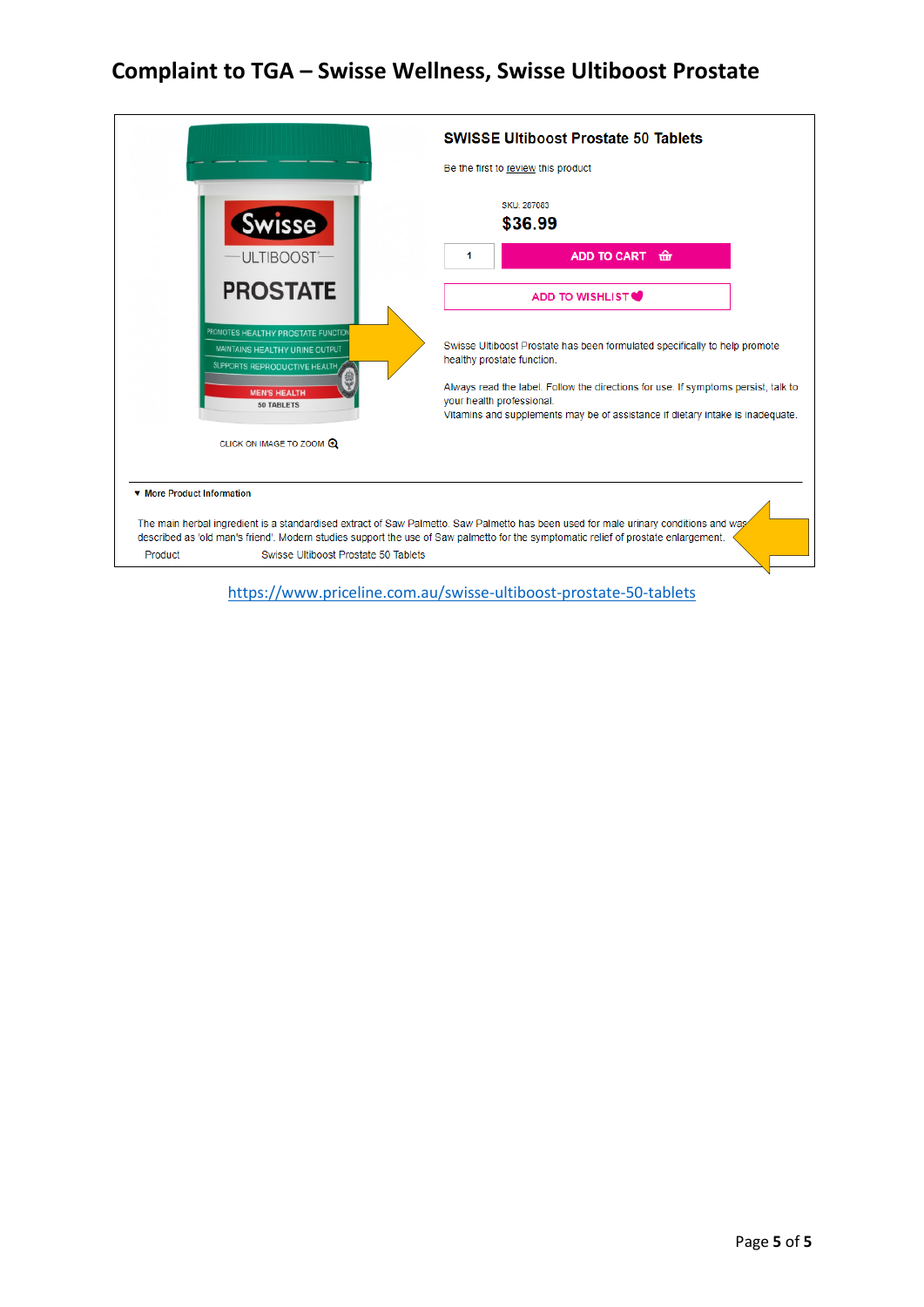# Complaint to TGA – Swisse Wellness, Swisse Ultiboost Prostate

**SWISSE Ultiboost Prostate 50 Tablets**

Be the first to review this product

SKU: 287003

**$36.99**

1 ADD TO CART

ADD TO WISHLIST

Swisse Ultiboost Prostate has been formulated specifically to help promote healthy prostate function.

Always read the label. Follow the directions for use. If symptoms persist, talk to your health professional.
Vitamins and supplements may be of assistance if dietary intake is inadequate.

CLICK ON IMAGE TO ZOOM

▼ More Product Information

The main herbal ingredient is a standardised extract of Saw Palmetto. Saw Palmetto has been used for male urinary conditions and was described as 'old man's friend'. Modern studies support the use of Saw palmetto for the symptomatic relief of prostate enlargement.

| | |
|---|---|
| Product | Swisse Ultiboost Prostate 50 Tablets |

https://www.priceline.com.au/swisse-ultiboost-prostate-50-tablets